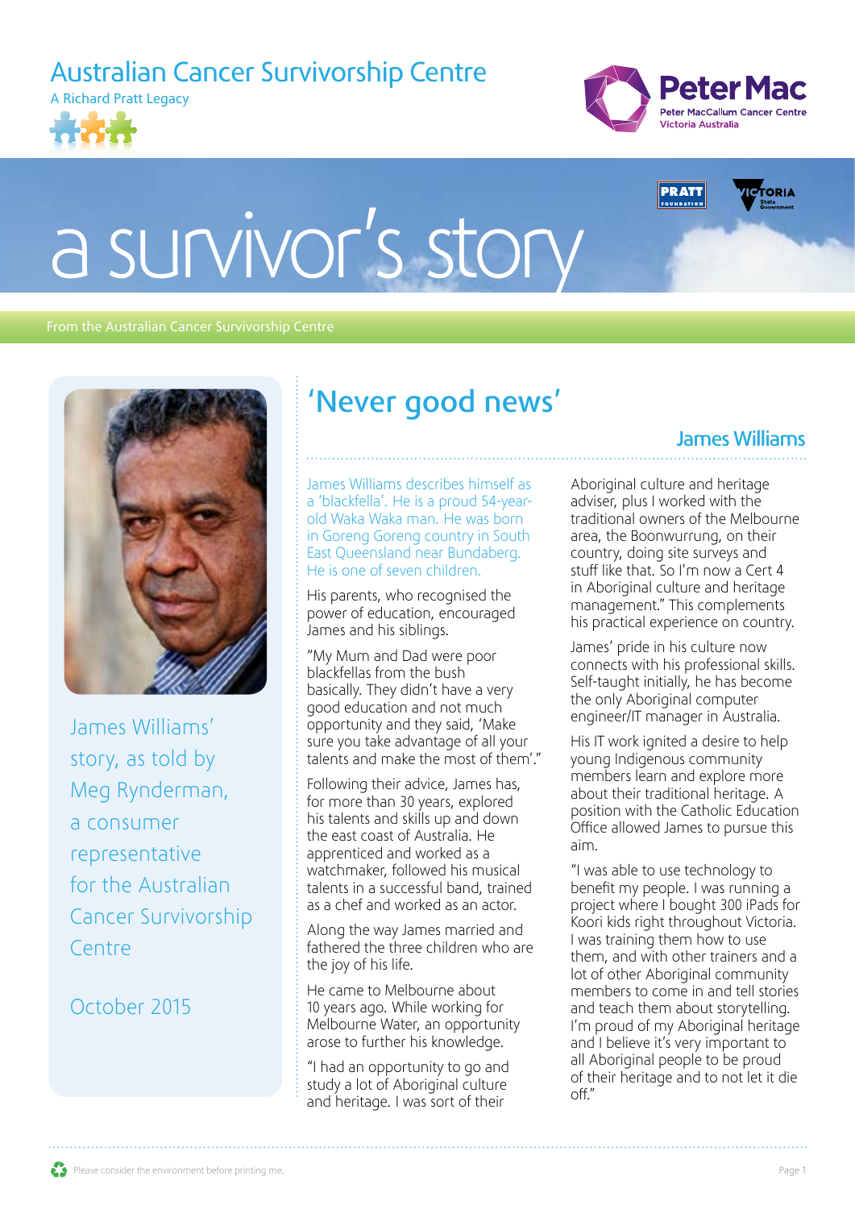# Australian Cancer Survivorship Centre

A Richard Pratt Legacy

Peter Mac
Peter MacCallum Cancer Centre
Victoria Australia

# a survivor's story

From the Australian Cancer Survivorship Centre

James Williams' story, as told by Meg Rynderman, a consumer representative for the Australian Cancer Survivorship Centre

October 2015

## 'Never good news'

### James Williams

James Williams describes himself as a 'blackfella'. He is a proud 54-year-old Waka Waka man. He was born in Goreng Goreng country in South East Queensland near Bundaberg. He is one of seven children.

His parents, who recognised the power of education, encouraged James and his siblings.

"My Mum and Dad were poor blackfellas from the bush basically. They didn't have a very good education and not much opportunity and they said, 'Make sure you take advantage of all your talents and make the most of them'."

Following their advice, James has, for more than 30 years, explored his talents and skills up and down the east coast of Australia. He apprenticed and worked as a watchmaker, followed his musical talents in a successful band, trained as a chef and worked as an actor.

Along the way James married and fathered the three children who are the joy of his life.

He came to Melbourne about 10 years ago. While working for Melbourne Water, an opportunity arose to further his knowledge.

"I had an opportunity to go and study a lot of Aboriginal culture and heritage. I was sort of their Aboriginal culture and heritage adviser, plus I worked with the traditional owners of the Melbourne area, the Boonwurrung, on their country, doing site surveys and stuff like that. So I'm now a Cert 4 in Aboriginal culture and heritage management." This complements his practical experience on country.

James' pride in his culture now connects with his professional skills. Self-taught initially, he has become the only Aboriginal computer engineer/IT manager in Australia.

His IT work ignited a desire to help young Indigenous community members learn and explore more about their traditional heritage. A position with the Catholic Education Office allowed James to pursue this aim.

"I was able to use technology to benefit my people. I was running a project where I bought 300 iPads for Koori kids right throughout Victoria. I was training them how to use them, and with other trainers and a lot of other Aboriginal community members to come in and tell stories and teach them about storytelling. I'm proud of my Aboriginal heritage and I believe it's very important to all Aboriginal people to be proud of their heritage and to not let it die off."

Please consider the environment before printing me.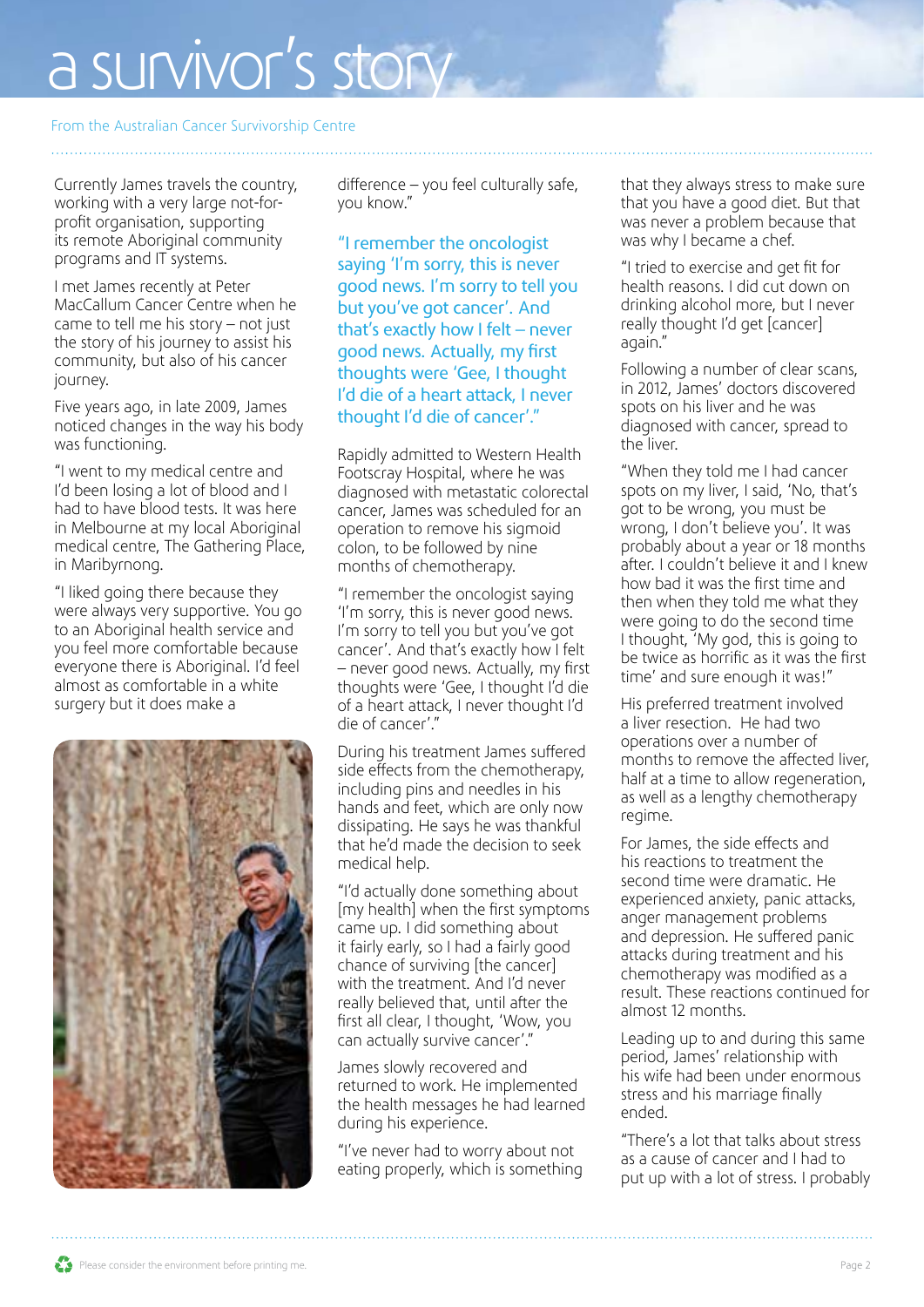# a survivor's story

From the Australian Cancer Survivorship Centre

Currently James travels the country, working with a very large not-for-profit organisation, supporting its remote Aboriginal community programs and IT systems.

I met James recently at Peter MacCallum Cancer Centre when he came to tell me his story – not just the story of his journey to assist his community, but also of his cancer journey.

Five years ago, in late 2009, James noticed changes in the way his body was functioning.

"I went to my medical centre and I'd been losing a lot of blood and I had to have blood tests. It was here in Melbourne at my local Aboriginal medical centre, The Gathering Place, in Maribyrnong.

"I liked going there because they were always very supportive. You go to an Aboriginal health service and you feel more comfortable because everyone there is Aboriginal. I'd feel almost as comfortable in a white surgery but it does make a difference – you feel culturally safe, you know."

> "I remember the oncologist saying 'I'm sorry, this is never good news. I'm sorry to tell you but you've got cancer'. And that's exactly how I felt – never good news. Actually, my first thoughts were 'Gee, I thought I'd die of a heart attack, I never thought I'd die of cancer'."

Rapidly admitted to Western Health Footscray Hospital, where he was diagnosed with metastatic colorectal cancer, James was scheduled for an operation to remove his sigmoid colon, to be followed by nine months of chemotherapy.

"I remember the oncologist saying 'I'm sorry, this is never good news. I'm sorry to tell you but you've got cancer'. And that's exactly how I felt – never good news. Actually, my first thoughts were 'Gee, I thought I'd die of a heart attack, I never thought I'd die of cancer'."

During his treatment James suffered side effects from the chemotherapy, including pins and needles in his hands and feet, which are only now dissipating. He says he was thankful that he'd made the decision to seek medical help.

"I'd actually done something about [my health] when the first symptoms came up. I did something about it fairly early, so I had a fairly good chance of surviving [the cancer] with the treatment. And I'd never really believed that, until after the first all clear, I thought, 'Wow, you can actually survive cancer'."

James slowly recovered and returned to work. He implemented the health messages he had learned during his experience.

"I've never had to worry about not eating properly, which is something that they always stress to make sure that you have a good diet. But that was never a problem because that was why I became a chef.

"I tried to exercise and get fit for health reasons. I did cut down on drinking alcohol more, but I never really thought I'd get [cancer] again."

Following a number of clear scans, in 2012, James' doctors discovered spots on his liver and he was diagnosed with cancer, spread to the liver.

"When they told me I had cancer spots on my liver, I said, 'No, that's got to be wrong, you must be wrong, I don't believe you'. It was probably about a year or 18 months after. I couldn't believe it and I knew how bad it was the first time and then when they told me what they were going to do the second time I thought, 'My god, this is going to be twice as horrific as it was the first time' and sure enough it was!"

His preferred treatment involved a liver resection. He had two operations over a number of months to remove the affected liver, half at a time to allow regeneration, as well as a lengthy chemotherapy regime.

For James, the side effects and his reactions to treatment the second time were dramatic. He experienced anxiety, panic attacks, anger management problems and depression. He suffered panic attacks during treatment and his chemotherapy was modified as a result. These reactions continued for almost 12 months.

Leading up to and during this same period, James' relationship with his wife had been under enormous stress and his marriage finally ended.

"There's a lot that talks about stress as a cause of cancer and I had to put up with a lot of stress. I probably

Please consider the environment before printing me.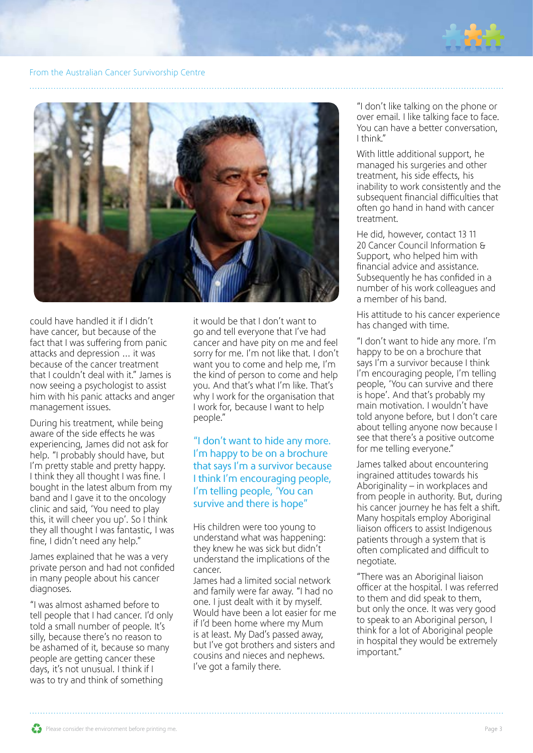could have handled it if I didn't have cancer, but because of the fact that I was suffering from panic attacks and depression ... it was because of the cancer treatment that I couldn't deal with it." James is now seeing a psychologist to assist him with his panic attacks and anger management issues.

During his treatment, while being aware of the side effects he was experiencing, James did not ask for help. "I probably should have, but I'm pretty stable and pretty happy. I think they all thought I was fine. I bought in the latest album from my band and I gave it to the oncology clinic and said, 'You need to play this, it will cheer you up'. So I think they all thought I was fantastic, I was fine, I didn't need any help."

James explained that he was a very private person and had not confided in many people about his cancer diagnoses.

"I was almost ashamed before to tell people that I had cancer. I'd only told a small number of people. It's silly, because there's no reason to be ashamed of it, because so many people are getting cancer these days, it's not unusual. I think if I was to try and think of something it would be that I don't want to go and tell everyone that I've had cancer and have pity on me and feel sorry for me. I'm not like that. I don't want you to come and help me, I'm the kind of person to come and help you. And that's what I'm like. That's why I work for the organisation that I work for, because I want to help people."

"I don't want to hide any more. I'm happy to be on a brochure that says I'm a survivor because I think I'm encouraging people, I'm telling people, 'You can survive and there is hope"

His children were too young to understand what was happening: they knew he was sick but didn't understand the implications of the cancer.

James had a limited social network and family were far away. "I had no one. I just dealt with it by myself. Would have been a lot easier for me if I'd been home where my Mum is at least. My Dad's passed away, but I've got brothers and sisters and cousins and nieces and nephews. I've got a family there.

"I don't like talking on the phone or over email. I like talking face to face. You can have a better conversation, I think."

With little additional support, he managed his surgeries and other treatment, his side effects, his inability to work consistently and the subsequent financial difficulties that often go hand in hand with cancer treatment.

He did, however, contact 13 11 20 Cancer Council Information & Support, who helped him with financial advice and assistance. Subsequently he has confided in a number of his work colleagues and a member of his band.

His attitude to his cancer experience has changed with time.

"I don't want to hide any more. I'm happy to be on a brochure that says I'm a survivor because I think I'm encouraging people, I'm telling people, 'You can survive and there is hope'. And that's probably my main motivation. I wouldn't have told anyone before, but I don't care about telling anyone now because I see that there's a positive outcome for me telling everyone."

James talked about encountering ingrained attitudes towards his Aboriginality – in workplaces and from people in authority. But, during his cancer journey he has felt a shift. Many hospitals employ Aboriginal liaison officers to assist Indigenous patients through a system that is often complicated and difficult to negotiate.

"There was an Aboriginal liaison officer at the hospital. I was referred to them and did speak to them, but only the once. It was very good to speak to an Aboriginal person, I think for a lot of Aboriginal people in hospital they would be extremely important."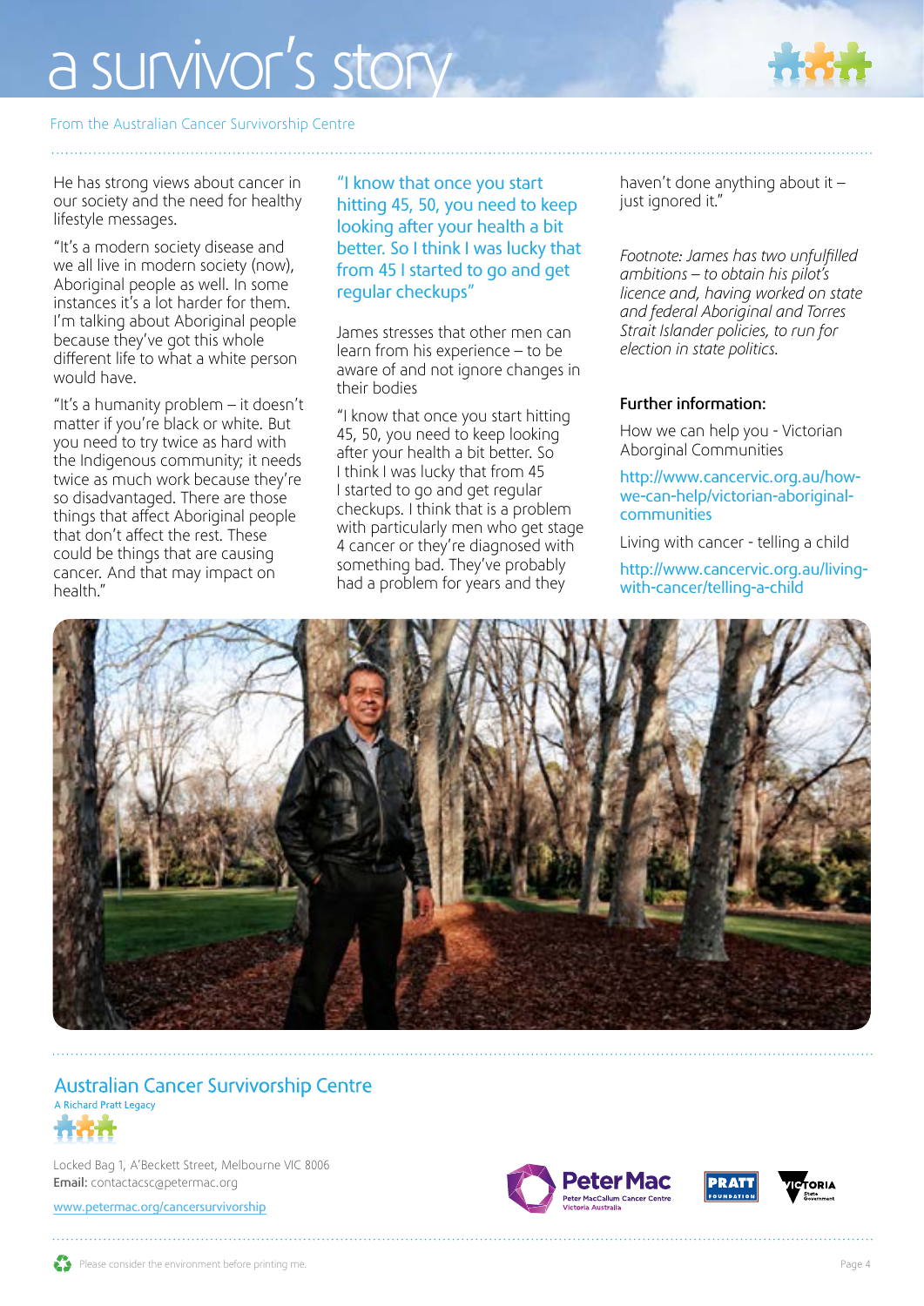# a survivor's story

From the Australian Cancer Survivorship Centre

He has strong views about cancer in our society and the need for healthy lifestyle messages.

"It's a modern society disease and we all live in modern society (now), Aboriginal people as well. In some instances it's a lot harder for them. I'm talking about Aboriginal people because they've got this whole different life to what a white person would have.

"It's a humanity problem – it doesn't matter if you're black or white. But you need to try twice as hard with the Indigenous community; it needs twice as much work because they're so disadvantaged. There are those things that affect Aboriginal people that don't affect the rest. These could be things that are causing cancer. And that may impact on health."

"I know that once you start hitting 45, 50, you need to keep looking after your health a bit better. So I think I was lucky that from 45 I started to go and get regular checkups"

James stresses that other men can learn from his experience – to be aware of and not ignore changes in their bodies

"I know that once you start hitting 45, 50, you need to keep looking after your health a bit better. So I think I was lucky that from 45 I started to go and get regular checkups. I think that is a problem with particularly men who get stage 4 cancer or they're diagnosed with something bad. They've probably had a problem for years and they haven't done anything about it – just ignored it."

*Footnote: James has two unfulfilled ambitions – to obtain his pilot's licence and, having worked on state and federal Aboriginal and Torres Strait Islander policies, to run for election in state politics.*

## Further information:

How we can help you - Victorian Aborginal Communities

http://www.cancervic.org.au/how-we-can-help/victorian-aboriginal-communities

Living with cancer - telling a child

http://www.cancervic.org.au/living-with-cancer/telling-a-child

Australian Cancer Survivorship Centre
A Richard Pratt Legacy

Locked Bag 1, A'Beckett Street, Melbourne VIC 8006
**Email:** contactacsc@petermac.org
www.petermac.org/cancersurvivorship

Please consider the environment before printing me.